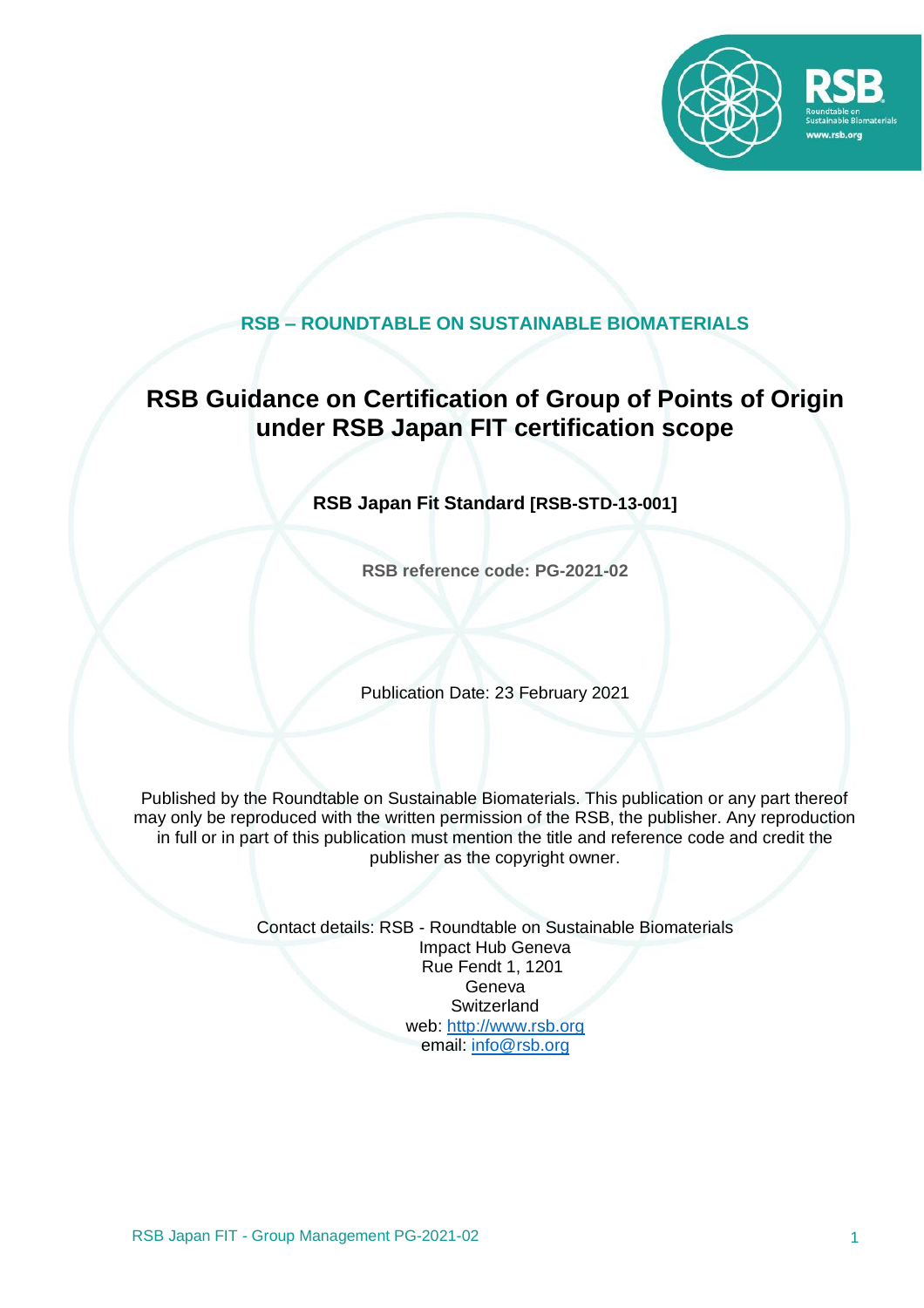**RSB – ROUNDTABLE ON SUSTAINABLE BIOMATERIALS**

# RSB Guidance on Certification of Group of Points of Origin under RSB Japan FIT certification scope

**RSB Japan Fit Standard [RSB-STD-13-001]**

**RSB reference code: PG-2021-02**

Publication Date: 23 February 2021

Published by the Roundtable on Sustainable Biomaterials. This publication or any part thereof may only be reproduced with the written permission of the RSB, the publisher. Any reproduction in full or in part of this publication must mention the title and reference code and credit the publisher as the copyright owner.

Contact details: RSB - Roundtable on Sustainable Biomaterials
Impact Hub Geneva
Rue Fendt 1, 1201
Geneva
Switzerland
web: http://www.rsb.org
email: info@rsb.org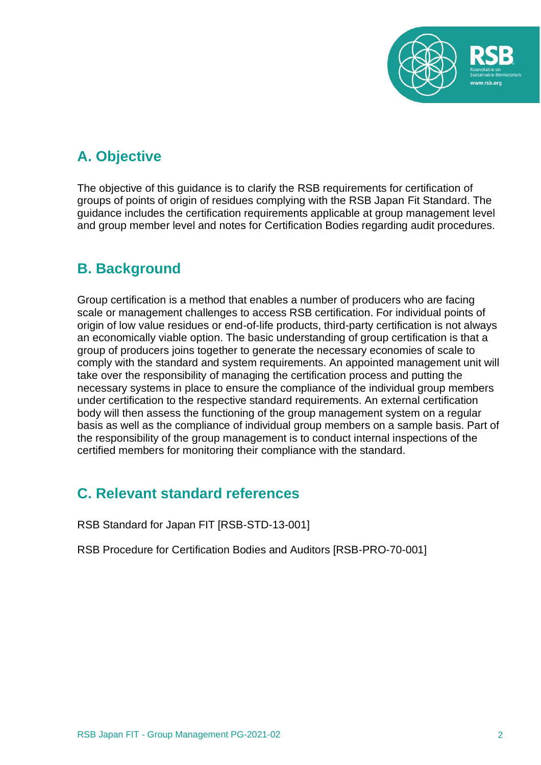## A. Objective

The objective of this guidance is to clarify the RSB requirements for certification of groups of points of origin of residues complying with the RSB Japan Fit Standard. The guidance includes the certification requirements applicable at group management level and group member level and notes for Certification Bodies regarding audit procedures.

## B. Background

Group certification is a method that enables a number of producers who are facing scale or management challenges to access RSB certification. For individual points of origin of low value residues or end-of-life products, third-party certification is not always an economically viable option. The basic understanding of group certification is that a group of producers joins together to generate the necessary economies of scale to comply with the standard and system requirements. An appointed management unit will take over the responsibility of managing the certification process and putting the necessary systems in place to ensure the compliance of the individual group members under certification to the respective standard requirements. An external certification body will then assess the functioning of the group management system on a regular basis as well as the compliance of individual group members on a sample basis. Part of the responsibility of the group management is to conduct internal inspections of the certified members for monitoring their compliance with the standard.

## C. Relevant standard references

RSB Standard for Japan FIT [RSB-STD-13-001]

RSB Procedure for Certification Bodies and Auditors [RSB-PRO-70-001]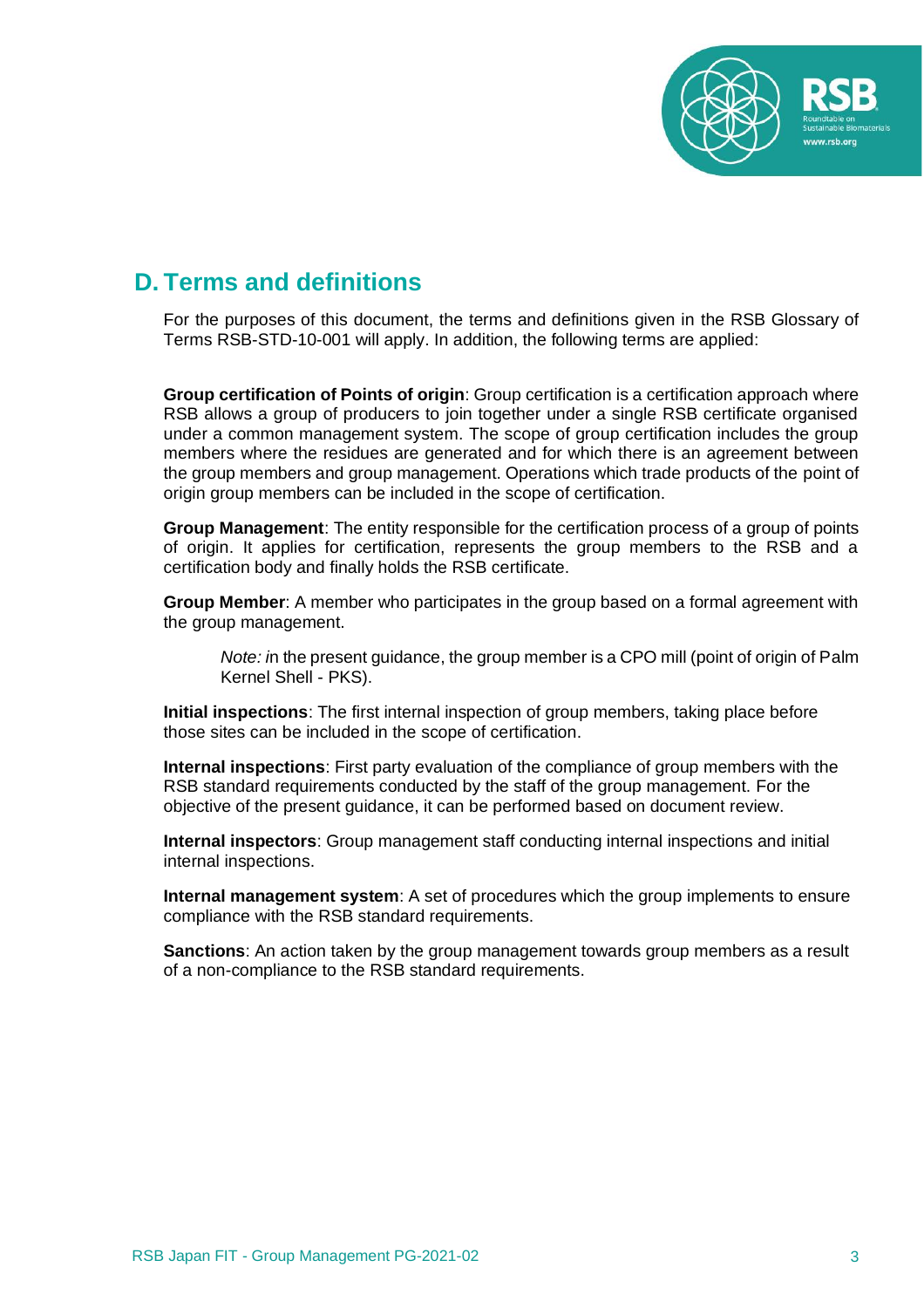## D. Terms and definitions

For the purposes of this document, the terms and definitions given in the RSB Glossary of Terms RSB-STD-10-001 will apply. In addition, the following terms are applied:

**Group certification of Points of origin**: Group certification is a certification approach where RSB allows a group of producers to join together under a single RSB certificate organised under a common management system. The scope of group certification includes the group members where the residues are generated and for which there is an agreement between the group members and group management. Operations which trade products of the point of origin group members can be included in the scope of certification.

**Group Management**: The entity responsible for the certification process of a group of points of origin. It applies for certification, represents the group members to the RSB and a certification body and finally holds the RSB certificate.

**Group Member**: A member who participates in the group based on a formal agreement with the group management.

> *Note: i*n the present guidance, the group member is a CPO mill (point of origin of Palm Kernel Shell - PKS).

**Initial inspections**: The first internal inspection of group members, taking place before those sites can be included in the scope of certification.

**Internal inspections**: First party evaluation of the compliance of group members with the RSB standard requirements conducted by the staff of the group management. For the objective of the present guidance, it can be performed based on document review.

**Internal inspectors**: Group management staff conducting internal inspections and initial internal inspections.

**Internal management system**: A set of procedures which the group implements to ensure compliance with the RSB standard requirements.

**Sanctions**: An action taken by the group management towards group members as a result of a non-compliance to the RSB standard requirements.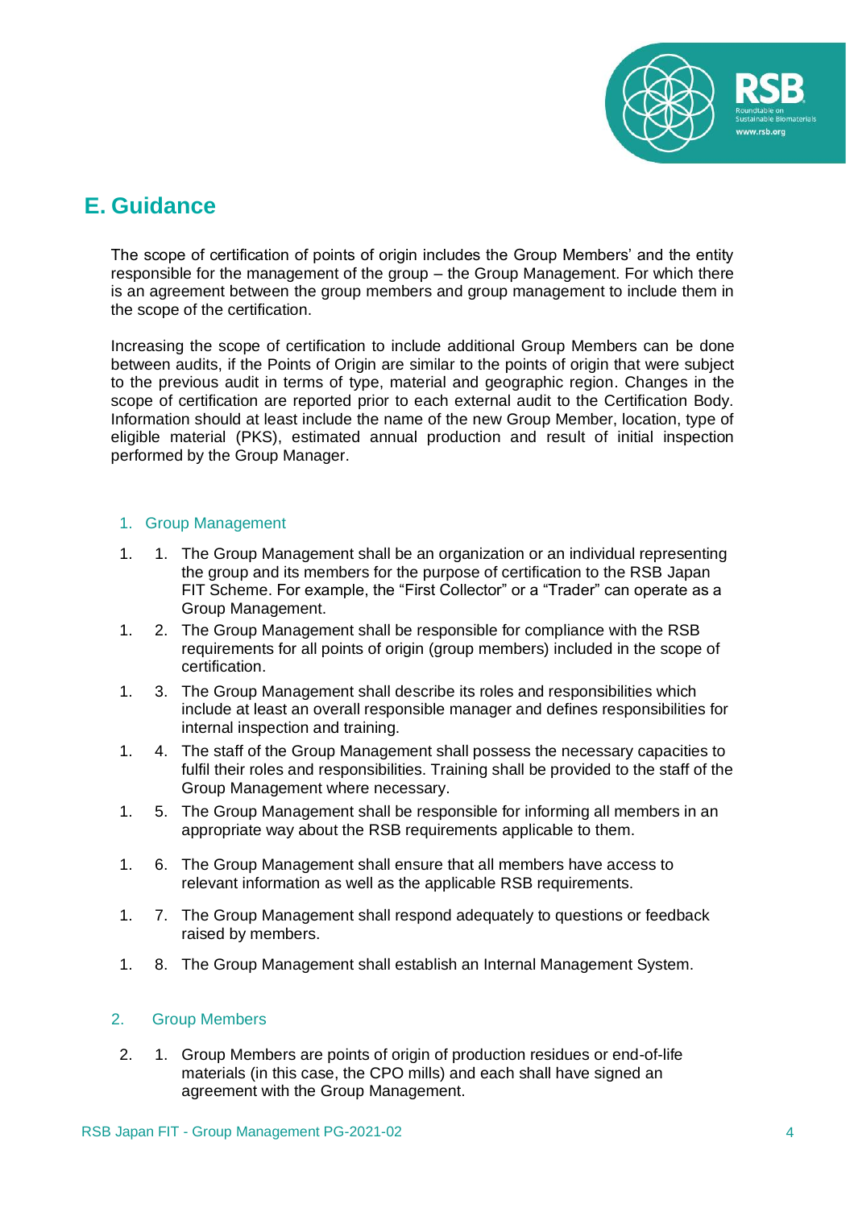## E. Guidance

The scope of certification of points of origin includes the Group Members' and the entity responsible for the management of the group – the Group Management. For which there is an agreement between the group members and group management to include them in the scope of the certification.

Increasing the scope of certification to include additional Group Members can be done between audits, if the Points of Origin are similar to the points of origin that were subject to the previous audit in terms of type, material and geographic region. Changes in the scope of certification are reported prior to each external audit to the Certification Body. Information should at least include the name of the new Group Member, location, type of eligible material (PKS), estimated annual production and result of initial inspection performed by the Group Manager.

### 1. Group Management

1. 1. The Group Management shall be an organization or an individual representing the group and its members for the purpose of certification to the RSB Japan FIT Scheme. For example, the "First Collector" or a "Trader" can operate as a Group Management.
1. 2. The Group Management shall be responsible for compliance with the RSB requirements for all points of origin (group members) included in the scope of certification.
1. 3. The Group Management shall describe its roles and responsibilities which include at least an overall responsible manager and defines responsibilities for internal inspection and training.
1. 4. The staff of the Group Management shall possess the necessary capacities to fulfil their roles and responsibilities. Training shall be provided to the staff of the Group Management where necessary.
1. 5. The Group Management shall be responsible for informing all members in an appropriate way about the RSB requirements applicable to them.
1. 6. The Group Management shall ensure that all members have access to relevant information as well as the applicable RSB requirements.
1. 7. The Group Management shall respond adequately to questions or feedback raised by members.
1. 8. The Group Management shall establish an Internal Management System.

### 2. Group Members

2. 1. Group Members are points of origin of production residues or end-of-life materials (in this case, the CPO mills) and each shall have signed an agreement with the Group Management.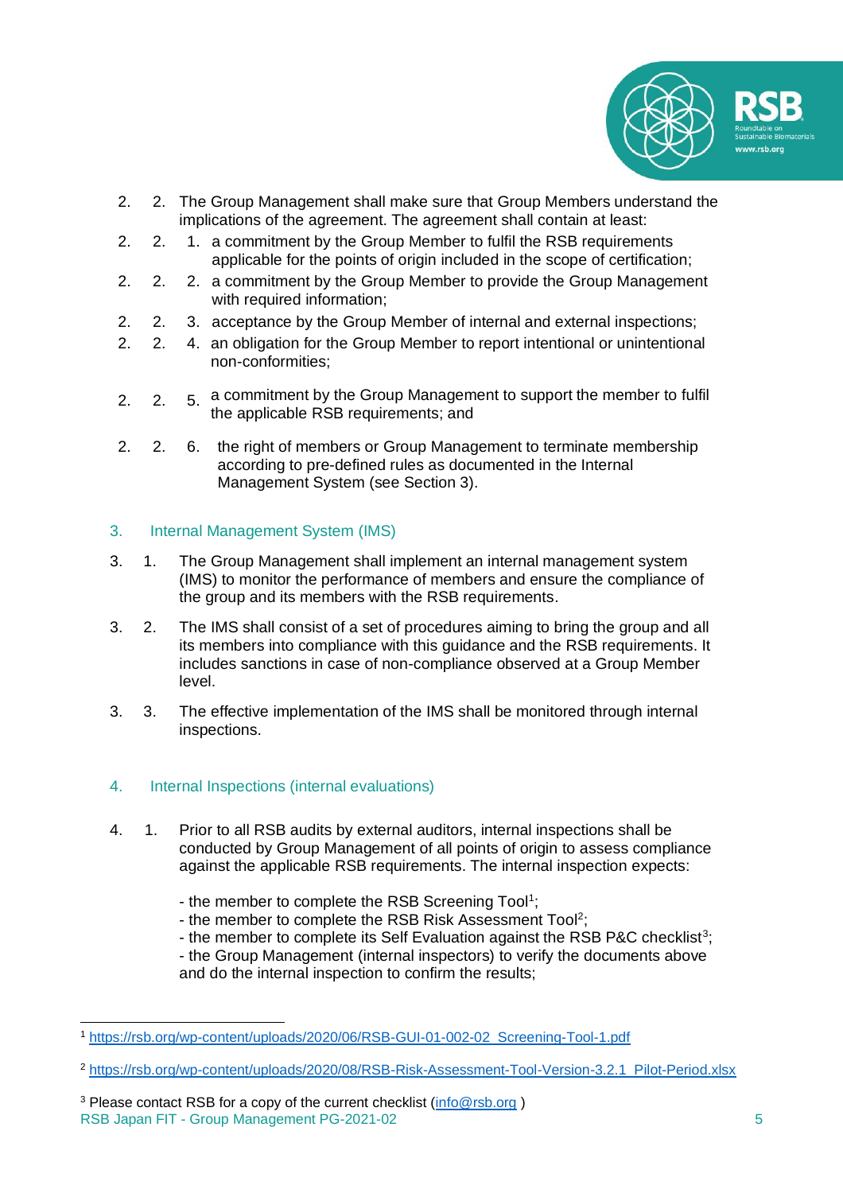2. 2. The Group Management shall make sure that Group Members understand the implications of the agreement. The agreement shall contain at least:

2. 2. 1. a commitment by the Group Member to fulfil the RSB requirements applicable for the points of origin included in the scope of certification;

2. 2. 2. a commitment by the Group Member to provide the Group Management with required information;

2. 2. 3. acceptance by the Group Member of internal and external inspections;

2. 2. 4. an obligation for the Group Member to report intentional or unintentional non-conformities;

2. 2. 5. a commitment by the Group Management to support the member to fulfil the applicable RSB requirements; and

2. 2. 6. the right of members or Group Management to terminate membership according to pre-defined rules as documented in the Internal Management System (see Section 3).

## 3. Internal Management System (IMS)

3. 1. The Group Management shall implement an internal management system (IMS) to monitor the performance of members and ensure the compliance of the group and its members with the RSB requirements.

3. 2. The IMS shall consist of a set of procedures aiming to bring the group and all its members into compliance with this guidance and the RSB requirements. It includes sanctions in case of non-compliance observed at a Group Member level.

3. 3. The effective implementation of the IMS shall be monitored through internal inspections.

## 4. Internal Inspections (internal evaluations)

4. 1. Prior to all RSB audits by external auditors, internal inspections shall be conducted by Group Management of all points of origin to assess compliance against the applicable RSB requirements. The internal inspection expects:

- the member to complete the RSB Screening Tool[1];
- the member to complete the RSB Risk Assessment Tool[2];
- the member to complete its Self Evaluation against the RSB P&C checklist[3];
- the Group Management (internal inspectors) to verify the documents above and do the internal inspection to confirm the results;

---

[1] https://rsb.org/wp-content/uploads/2020/06/RSB-GUI-01-002-02_Screening-Tool-1.pdf

[2] https://rsb.org/wp-content/uploads/2020/08/RSB-Risk-Assessment-Tool-Version-3.2.1_Pilot-Period.xlsx

[3] Please contact RSB for a copy of the current checklist (info@rsb.org )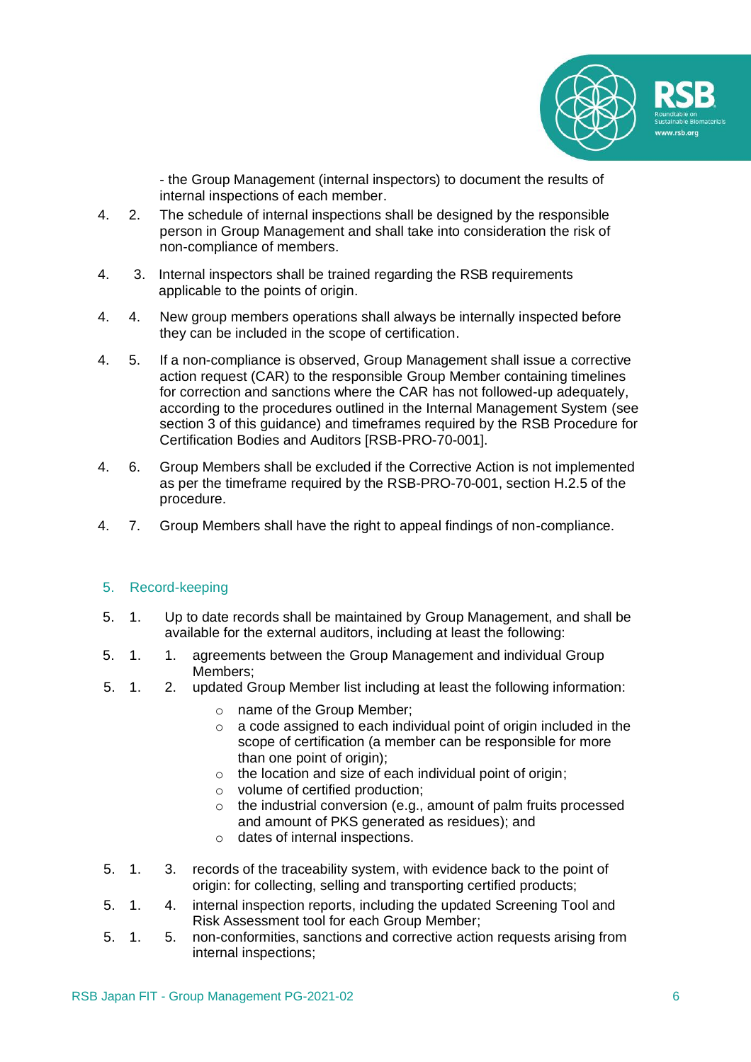- the Group Management (internal inspectors) to document the results of internal inspections of each member.

4. 2. The schedule of internal inspections shall be designed by the responsible person in Group Management and shall take into consideration the risk of non-compliance of members.

4. 3. Internal inspectors shall be trained regarding the RSB requirements applicable to the points of origin.

4. 4. New group members operations shall always be internally inspected before they can be included in the scope of certification.

4. 5. If a non-compliance is observed, Group Management shall issue a corrective action request (CAR) to the responsible Group Member containing timelines for correction and sanctions where the CAR has not followed-up adequately, according to the procedures outlined in the Internal Management System (see section 3 of this guidance) and timeframes required by the RSB Procedure for Certification Bodies and Auditors [RSB-PRO-70-001].

4. 6. Group Members shall be excluded if the Corrective Action is not implemented as per the timeframe required by the RSB-PRO-70-001, section H.2.5 of the procedure.

4. 7. Group Members shall have the right to appeal findings of non-compliance.

## 5. Record-keeping

5. 1. Up to date records shall be maintained by Group Management, and shall be available for the external auditors, including at least the following:

5. 1. 1. agreements between the Group Management and individual Group Members;

5. 1. 2. updated Group Member list including at least the following information:

- name of the Group Member;
- a code assigned to each individual point of origin included in the scope of certification (a member can be responsible for more than one point of origin);
- the location and size of each individual point of origin;
- volume of certified production;
- the industrial conversion (e.g., amount of palm fruits processed and amount of PKS generated as residues); and
- dates of internal inspections.

5. 1. 3. records of the traceability system, with evidence back to the point of origin: for collecting, selling and transporting certified products;

5. 1. 4. internal inspection reports, including the updated Screening Tool and Risk Assessment tool for each Group Member;

5. 1. 5. non-conformities, sanctions and corrective action requests arising from internal inspections;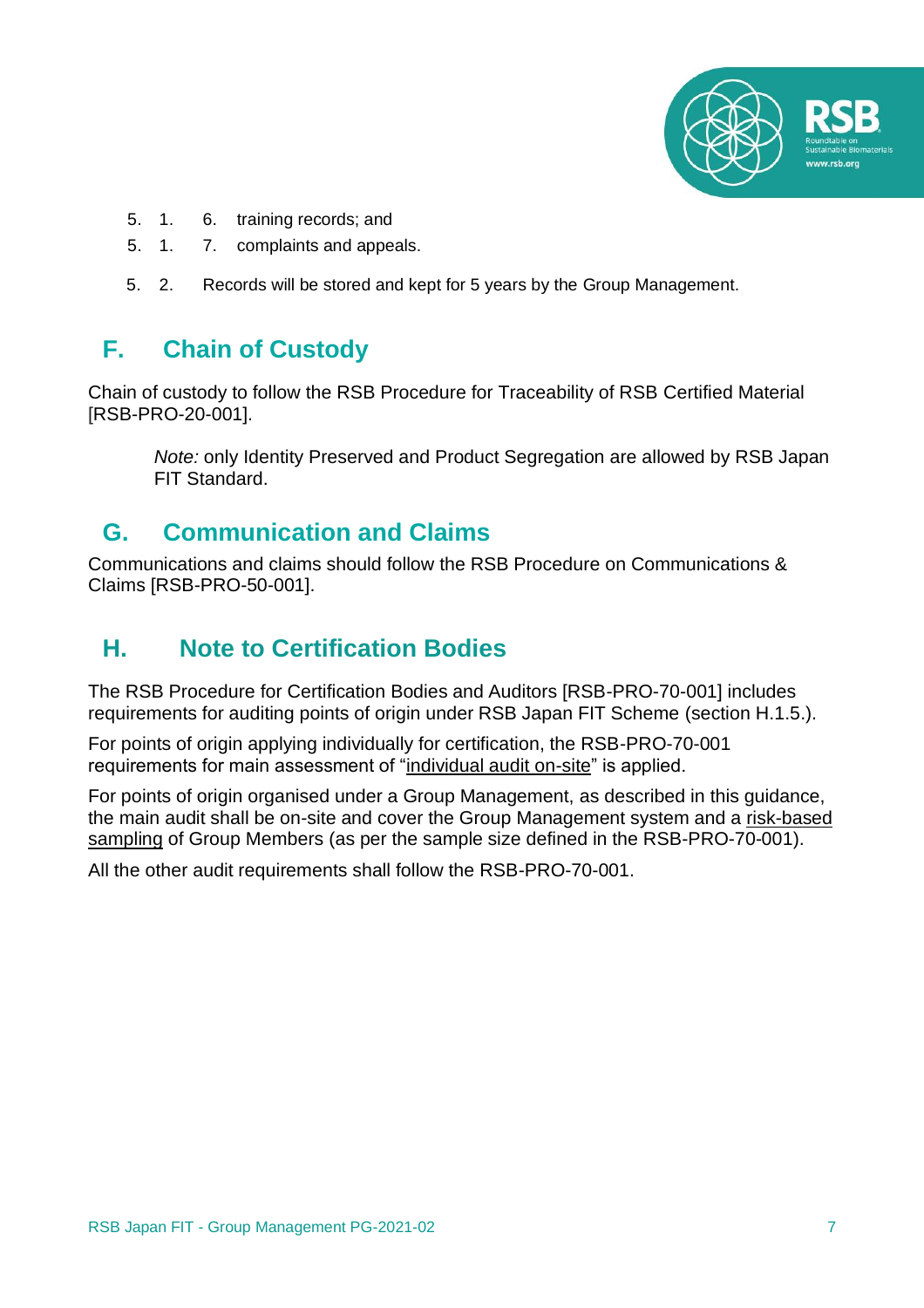5. 1. 6. training records; and
5. 1. 7. complaints and appeals.

5. 2. Records will be stored and kept for 5 years by the Group Management.

## F. Chain of Custody

Chain of custody to follow the RSB Procedure for Traceability of RSB Certified Material [RSB-PRO-20-001].

> *Note:* only Identity Preserved and Product Segregation are allowed by RSB Japan FIT Standard.

## G. Communication and Claims

Communications and claims should follow the RSB Procedure on Communications & Claims [RSB-PRO-50-001].

## H. Note to Certification Bodies

The RSB Procedure for Certification Bodies and Auditors [RSB-PRO-70-001] includes requirements for auditing points of origin under RSB Japan FIT Scheme (section H.1.5.).

For points of origin applying individually for certification, the RSB-PRO-70-001 requirements for main assessment of "individual audit on-site" is applied.

For points of origin organised under a Group Management, as described in this guidance, the main audit shall be on-site and cover the Group Management system and a risk-based sampling of Group Members (as per the sample size defined in the RSB-PRO-70-001).

All the other audit requirements shall follow the RSB-PRO-70-001.